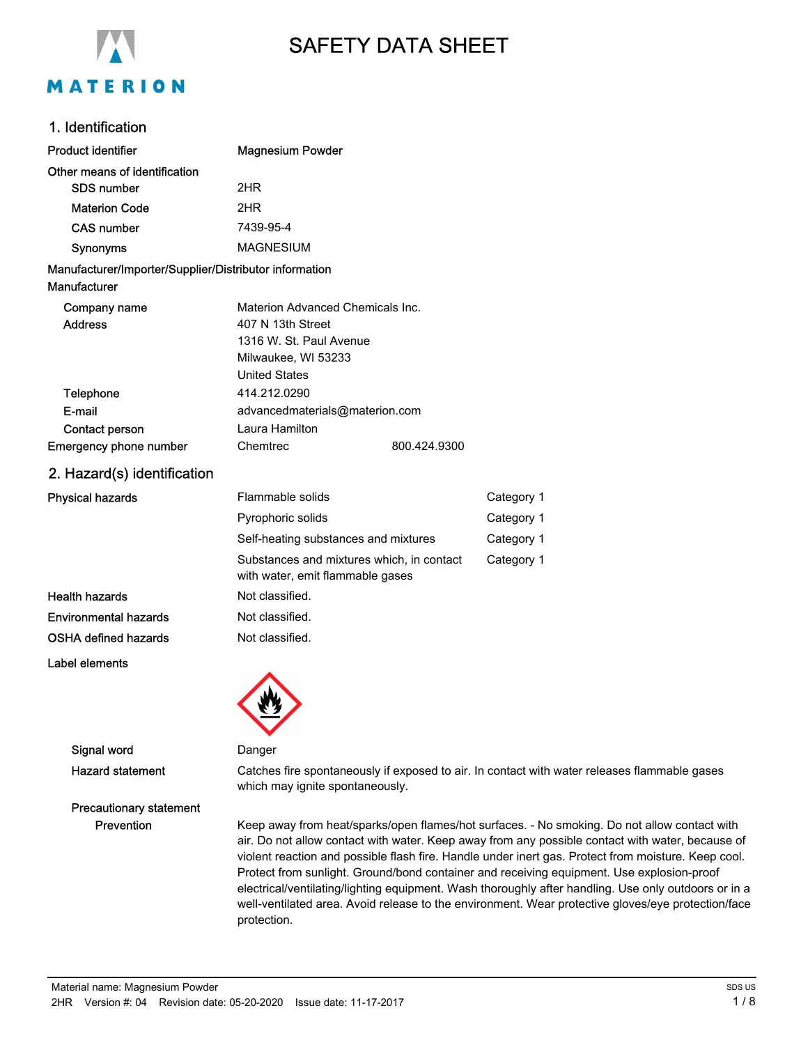# SAFETY DATA SHEET

## 1. Identification

| | |
|---|---|
| **Product identifier** | **Magnesium Powder** |
| **Other means of identification** | |
| SDS number | 2HR |
| Materion Code | 2HR |
| CAS number | 7439-95-4 |
| Synonyms | MAGNESIUM |

**Manufacturer/Importer/Supplier/Distributor information**

**Manufacturer**

| | |
|---|---|
| Company name | Materion Advanced Chemicals Inc. |
| Address | 407 N 13th Street<br>1316 W. St. Paul Avenue<br>Milwaukee, WI 53233<br>United States |
| Telephone | 414.212.0290 |
| E-mail | advancedmaterials@materion.com |
| Contact person | Laura Hamilton |
| Emergency phone number | Chemtrec 800.424.9300 |

## 2. Hazard(s) identification

| | | |
|---|---|---|
| **Physical hazards** | Flammable solids | Category 1 |
| | Pyrophoric solids | Category 1 |
| | Self-heating substances and mixtures | Category 1 |
| | Substances and mixtures which, in contact with water, emit flammable gases | Category 1 |
| **Health hazards** | Not classified. | |
| **Environmental hazards** | Not classified. | |
| **OSHA defined hazards** | Not classified. | |

**Label elements**

**Signal word** Danger

**Hazard statement** Catches fire spontaneously if exposed to air. In contact with water releases flammable gases which may ignite spontaneously.

**Precautionary statement**

**Prevention** Keep away from heat/sparks/open flames/hot surfaces. - No smoking. Do not allow contact with air. Do not allow contact with water. Keep away from any possible contact with water, because of violent reaction and possible flash fire. Handle under inert gas. Protect from moisture. Keep cool. Protect from sunlight. Ground/bond container and receiving equipment. Use explosion-proof electrical/ventilating/lighting equipment. Wash thoroughly after handling. Use only outdoors or in a well-ventilated area. Avoid release to the environment. Wear protective gloves/eye protection/face protection.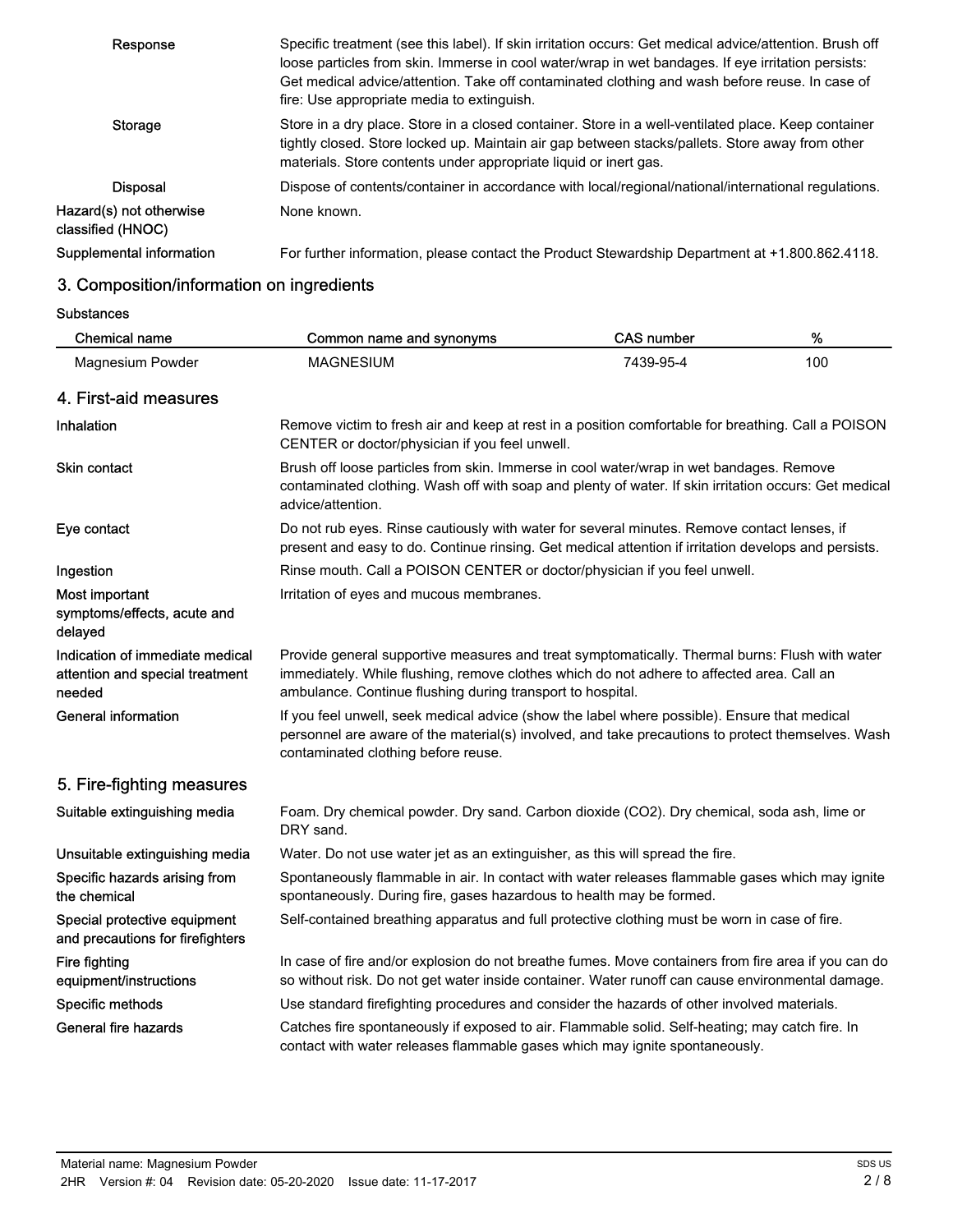**Response**

Specific treatment (see this label). If skin irritation occurs: Get medical advice/attention. Brush off loose particles from skin. Immerse in cool water/wrap in wet bandages. If eye irritation persists: Get medical advice/attention. Take off contaminated clothing and wash before reuse. In case of fire: Use appropriate media to extinguish.

**Storage**

Store in a dry place. Store in a closed container. Store in a well-ventilated place. Keep container tightly closed. Store locked up. Maintain air gap between stacks/pallets. Store away from other materials. Store contents under appropriate liquid or inert gas.

**Disposal**

Dispose of contents/container in accordance with local/regional/national/international regulations.

**Hazard(s) not otherwise classified (HNOC)**

None known.

**Supplemental information**

For further information, please contact the Product Stewardship Department at +1.800.862.4118.

## 3. Composition/information on ingredients

**Substances**

| Chemical name | Common name and synonyms | CAS number | % |
|---|---|---|---|
| Magnesium Powder | MAGNESIUM | 7439-95-4 | 100 |

## 4. First-aid measures

**Inhalation**

Remove victim to fresh air and keep at rest in a position comfortable for breathing. Call a POISON CENTER or doctor/physician if you feel unwell.

**Skin contact**

Brush off loose particles from skin. Immerse in cool water/wrap in wet bandages. Remove contaminated clothing. Wash off with soap and plenty of water. If skin irritation occurs: Get medical advice/attention.

**Eye contact**

Do not rub eyes. Rinse cautiously with water for several minutes. Remove contact lenses, if present and easy to do. Continue rinsing. Get medical attention if irritation develops and persists.

**Ingestion**

Rinse mouth. Call a POISON CENTER or doctor/physician if you feel unwell.

**Most important symptoms/effects, acute and delayed**

Irritation of eyes and mucous membranes.

**Indication of immediate medical attention and special treatment needed**

Provide general supportive measures and treat symptomatically. Thermal burns: Flush with water immediately. While flushing, remove clothes which do not adhere to affected area. Call an ambulance. Continue flushing during transport to hospital.

**General information**

If you feel unwell, seek medical advice (show the label where possible). Ensure that medical personnel are aware of the material(s) involved, and take precautions to protect themselves. Wash contaminated clothing before reuse.

## 5. Fire-fighting measures

**Suitable extinguishing media**

Foam. Dry chemical powder. Dry sand. Carbon dioxide ($CO_2$). Dry chemical, soda ash, lime or DRY sand.

**Unsuitable extinguishing media**

Water. Do not use water jet as an extinguisher, as this will spread the fire.

**Specific hazards arising from the chemical**

Spontaneously flammable in air. In contact with water releases flammable gases which may ignite spontaneously. During fire, gases hazardous to health may be formed.

**Special protective equipment and precautions for firefighters**

Self-contained breathing apparatus and full protective clothing must be worn in case of fire.

**Fire fighting equipment/instructions**

In case of fire and/or explosion do not breathe fumes. Move containers from fire area if you can do so without risk. Do not get water inside container. Water runoff can cause environmental damage.

**Specific methods**

Use standard firefighting procedures and consider the hazards of other involved materials.

**General fire hazards**

Catches fire spontaneously if exposed to air. Flammable solid. Self-heating; may catch fire. In contact with water releases flammable gases which may ignite spontaneously.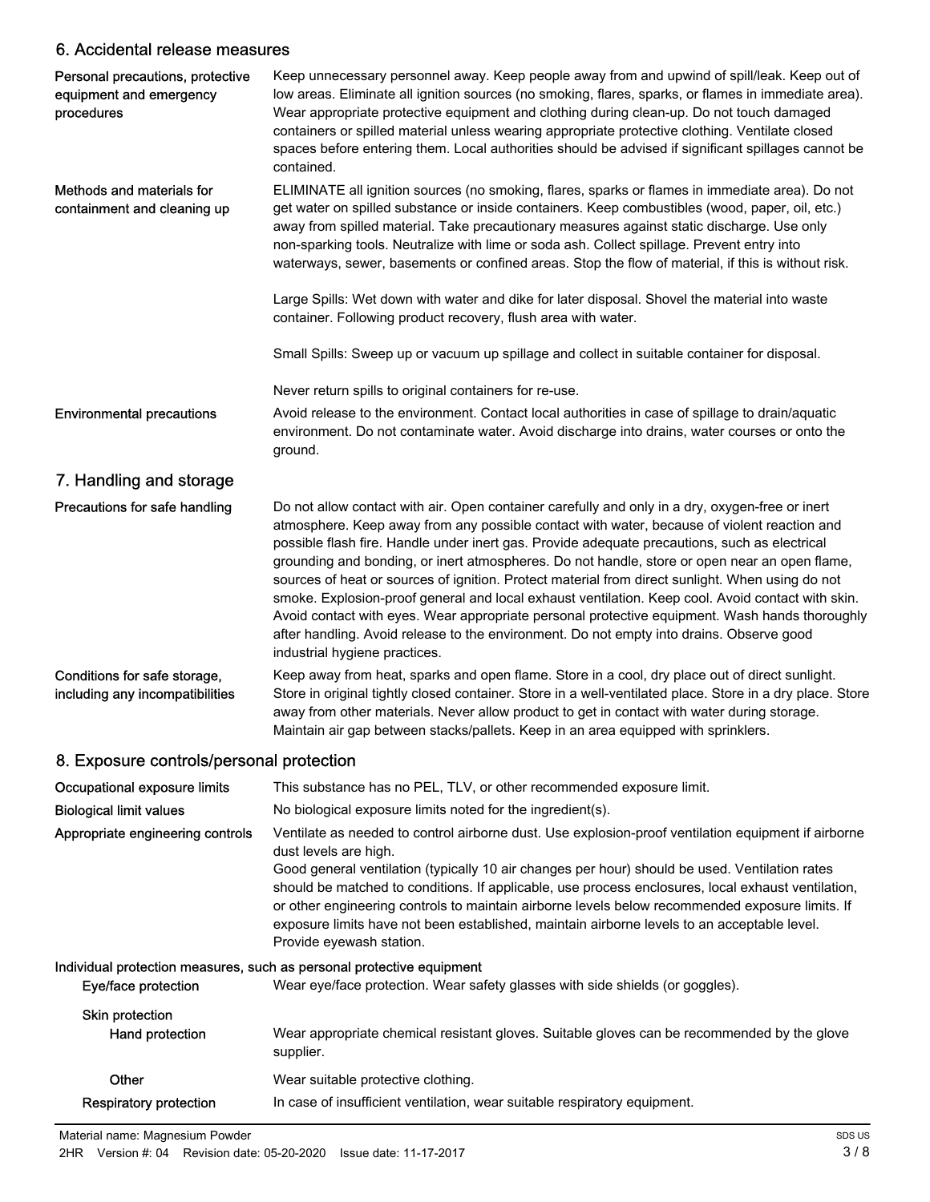## 6. Accidental release measures

**Personal precautions, protective equipment and emergency procedures**

Keep unnecessary personnel away. Keep people away from and upwind of spill/leak. Keep out of low areas. Eliminate all ignition sources (no smoking, flares, sparks, or flames in immediate area). Wear appropriate protective equipment and clothing during clean-up. Do not touch damaged containers or spilled material unless wearing appropriate protective clothing. Ventilate closed spaces before entering them. Local authorities should be advised if significant spillages cannot be contained.

**Methods and materials for containment and cleaning up**

ELIMINATE all ignition sources (no smoking, flares, sparks or flames in immediate area). Do not get water on spilled substance or inside containers. Keep combustibles (wood, paper, oil, etc.) away from spilled material. Take precautionary measures against static discharge. Use only non-sparking tools. Neutralize with lime or soda ash. Collect spillage. Prevent entry into waterways, sewer, basements or confined areas. Stop the flow of material, if this is without risk.

Large Spills: Wet down with water and dike for later disposal. Shovel the material into waste container. Following product recovery, flush area with water.

Small Spills: Sweep up or vacuum up spillage and collect in suitable container for disposal.

Never return spills to original containers for re-use.

**Environmental precautions**

Avoid release to the environment. Contact local authorities in case of spillage to drain/aquatic environment. Do not contaminate water. Avoid discharge into drains, water courses or onto the ground.

## 7. Handling and storage

**Precautions for safe handling**

Do not allow contact with air. Open container carefully and only in a dry, oxygen-free or inert atmosphere. Keep away from any possible contact with water, because of violent reaction and possible flash fire. Handle under inert gas. Provide adequate precautions, such as electrical grounding and bonding, or inert atmospheres. Do not handle, store or open near an open flame, sources of heat or sources of ignition. Protect material from direct sunlight. When using do not smoke. Explosion-proof general and local exhaust ventilation. Keep cool. Avoid contact with skin. Avoid contact with eyes. Wear appropriate personal protective equipment. Wash hands thoroughly after handling. Avoid release to the environment. Do not empty into drains. Observe good industrial hygiene practices.

**Conditions for safe storage, including any incompatibilities**

Keep away from heat, sparks and open flame. Store in a cool, dry place out of direct sunlight. Store in original tightly closed container. Store in a well-ventilated place. Store in a dry place. Store away from other materials. Never allow product to get in contact with water during storage. Maintain air gap between stacks/pallets. Keep in an area equipped with sprinklers.

## 8. Exposure controls/personal protection

**Occupational exposure limits**

This substance has no PEL, TLV, or other recommended exposure limit.

**Biological limit values**

No biological exposure limits noted for the ingredient(s).

**Appropriate engineering controls**

Ventilate as needed to control airborne dust. Use explosion-proof ventilation equipment if airborne dust levels are high.
Good general ventilation (typically 10 air changes per hour) should be used. Ventilation rates should be matched to conditions. If applicable, use process enclosures, local exhaust ventilation, or other engineering controls to maintain airborne levels below recommended exposure limits. If exposure limits have not been established, maintain airborne levels to an acceptable level. Provide eyewash station.

**Individual protection measures, such as personal protective equipment**

**Eye/face protection**

Wear eye/face protection. Wear safety glasses with side shields (or goggles).

**Skin protection**

**Hand protection**

Wear appropriate chemical resistant gloves. Suitable gloves can be recommended by the glove supplier.

**Other**

Wear suitable protective clothing.

**Respiratory protection**

In case of insufficient ventilation, wear suitable respiratory equipment.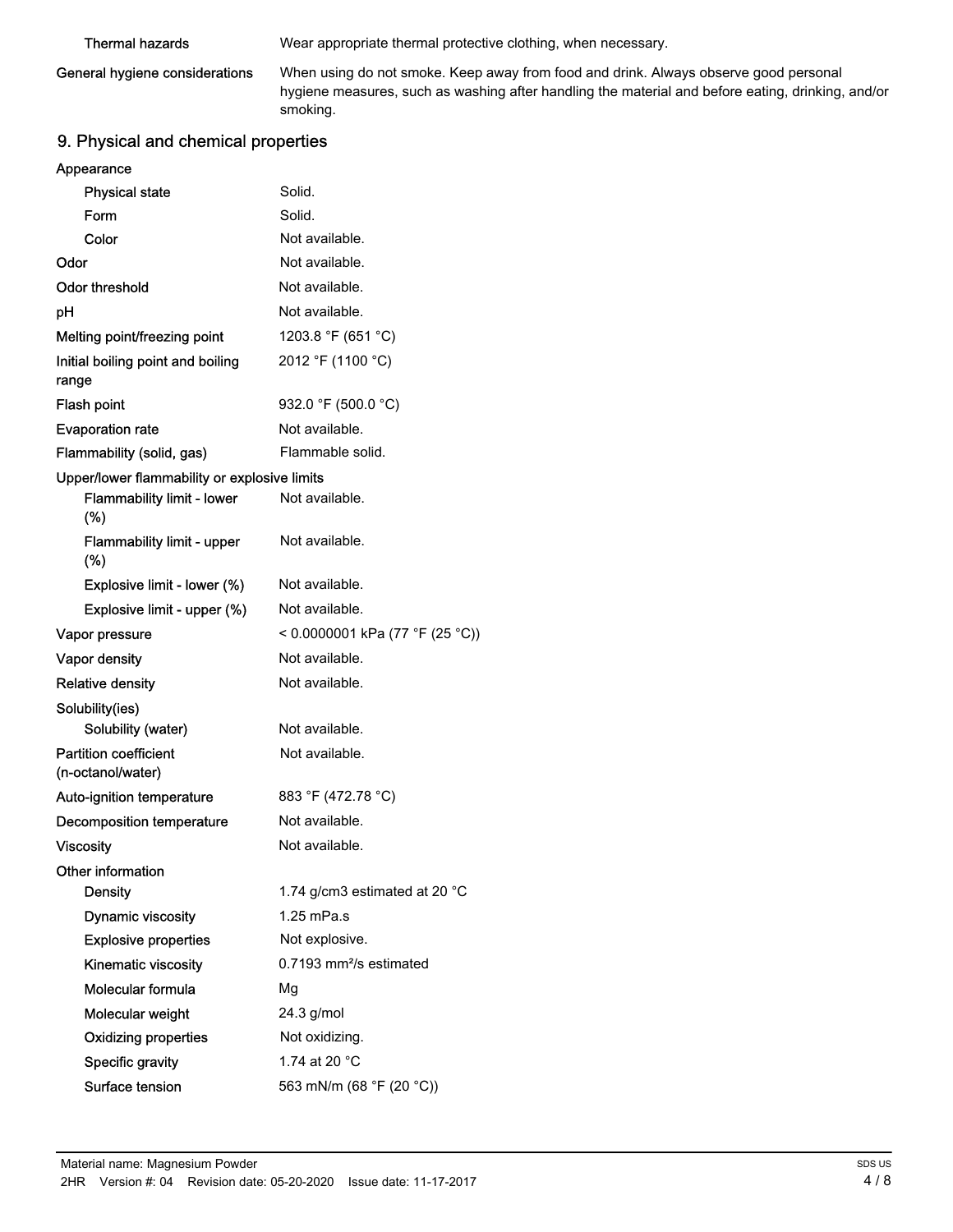| | |
|---|---|
| Thermal hazards | Wear appropriate thermal protective clothing, when necessary. |
| General hygiene considerations | When using do not smoke. Keep away from food and drink. Always observe good personal hygiene measures, such as washing after handling the material and before eating, drinking, and/or smoking. |

## 9. Physical and chemical properties

| | |
|---|---|
| **Appearance** | |
| Physical state | Solid. |
| Form | Solid. |
| Color | Not available. |
| **Odor** | Not available. |
| **Odor threshold** | Not available. |
| **pH** | Not available. |
| **Melting point/freezing point** | 1203.8 °F (651 °C) |
| **Initial boiling point and boiling range** | 2012 °F (1100 °C) |
| **Flash point** | 932.0 °F (500.0 °C) |
| **Evaporation rate** | Not available. |
| **Flammability (solid, gas)** | Flammable solid. |
| **Upper/lower flammability or explosive limits** | |
| Flammability limit - lower (%) | Not available. |
| Flammability limit - upper (%) | Not available. |
| Explosive limit - lower (%) | Not available. |
| Explosive limit - upper (%) | Not available. |
| **Vapor pressure** | < 0.0000001 kPa (77 °F (25 °C)) |
| **Vapor density** | Not available. |
| **Relative density** | Not available. |
| **Solubility(ies)** | |
| Solubility (water) | Not available. |
| **Partition coefficient (n-octanol/water)** | Not available. |
| **Auto-ignition temperature** | 883 °F (472.78 °C) |
| **Decomposition temperature** | Not available. |
| **Viscosity** | Not available. |
| **Other information** | |
| Density | 1.74 g/cm3 estimated at 20 °C |
| Dynamic viscosity | 1.25 mPa.s |
| Explosive properties | Not explosive. |
| Kinematic viscosity | 0.7193 mm²/s estimated |
| Molecular formula | Mg |
| Molecular weight | 24.3 g/mol |
| Oxidizing properties | Not oxidizing. |
| Specific gravity | 1.74 at 20 °C |
| Surface tension | 563 mN/m (68 °F (20 °C)) |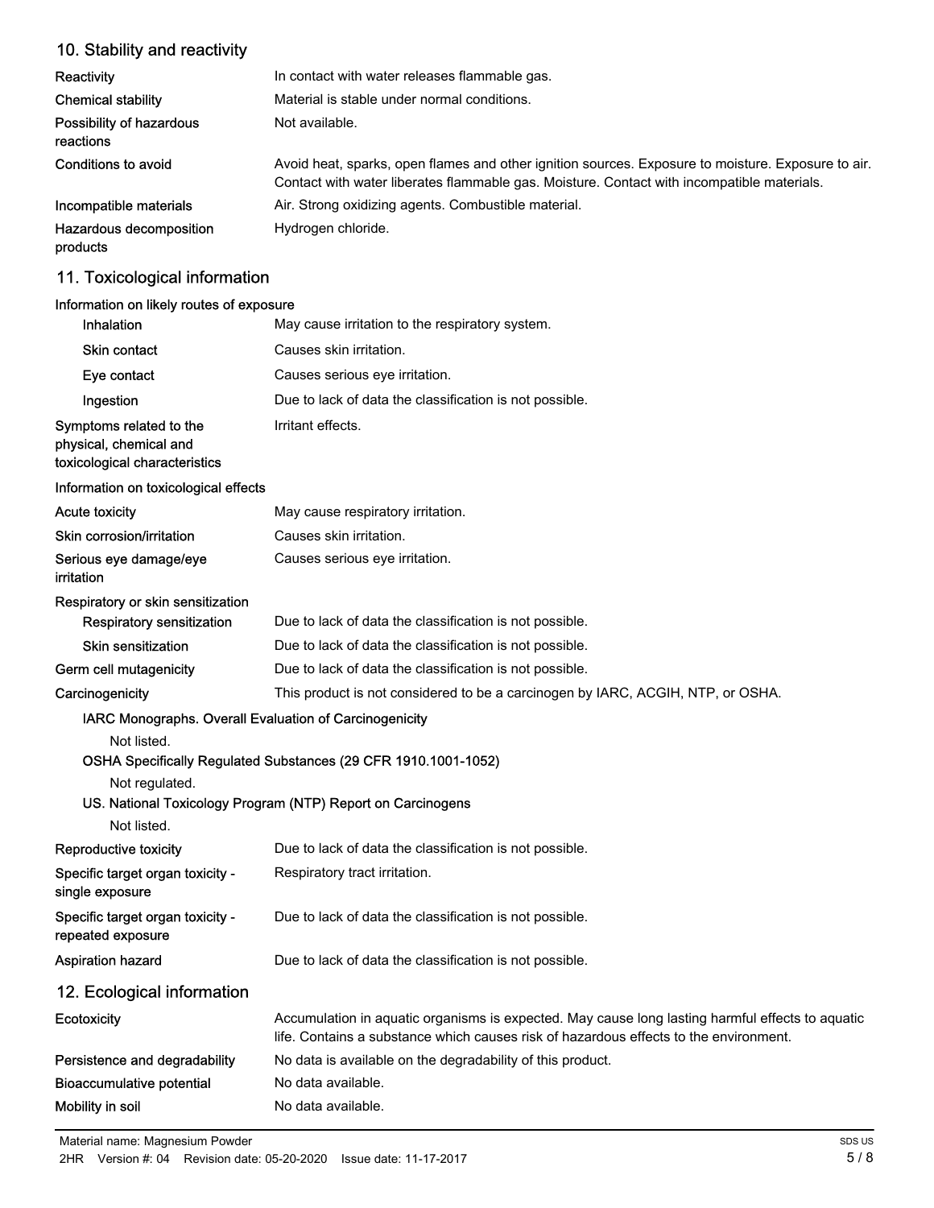## 10. Stability and reactivity

| | |
|---|---|
| **Reactivity** | In contact with water releases flammable gas. |
| **Chemical stability** | Material is stable under normal conditions. |
| **Possibility of hazardous reactions** | Not available. |
| **Conditions to avoid** | Avoid heat, sparks, open flames and other ignition sources. Exposure to moisture. Exposure to air. Contact with water liberates flammable gas. Moisture. Contact with incompatible materials. |
| **Incompatible materials** | Air. Strong oxidizing agents. Combustible material. |
| **Hazardous decomposition products** | Hydrogen chloride. |

## 11. Toxicological information

**Information on likely routes of exposure**

| | |
|---|---|
| **Inhalation** | May cause irritation to the respiratory system. |
| **Skin contact** | Causes skin irritation. |
| **Eye contact** | Causes serious eye irritation. |
| **Ingestion** | Due to lack of data the classification is not possible. |
| **Symptoms related to the physical, chemical and toxicological characteristics** | Irritant effects. |

**Information on toxicological effects**

| | |
|---|---|
| **Acute toxicity** | May cause respiratory irritation. |
| **Skin corrosion/irritation** | Causes skin irritation. |
| **Serious eye damage/eye irritation** | Causes serious eye irritation. |

**Respiratory or skin sensitization**

| | |
|---|---|
| **Respiratory sensitization** | Due to lack of data the classification is not possible. |
| **Skin sensitization** | Due to lack of data the classification is not possible. |
| **Germ cell mutagenicity** | Due to lack of data the classification is not possible. |
| **Carcinogenicity** | This product is not considered to be a carcinogen by IARC, ACGIH, NTP, or OSHA. |

**IARC Monographs. Overall Evaluation of Carcinogenicity**

Not listed.

**OSHA Specifically Regulated Substances (29 CFR 1910.1001-1052)**

Not regulated.

**US. National Toxicology Program (NTP) Report on Carcinogens**

Not listed.

| | |
|---|---|
| **Reproductive toxicity** | Due to lack of data the classification is not possible. |
| **Specific target organ toxicity - single exposure** | Respiratory tract irritation. |
| **Specific target organ toxicity - repeated exposure** | Due to lack of data the classification is not possible. |
| **Aspiration hazard** | Due to lack of data the classification is not possible. |

## 12. Ecological information

| | |
|---|---|
| **Ecotoxicity** | Accumulation in aquatic organisms is expected. May cause long lasting harmful effects to aquatic life. Contains a substance which causes risk of hazardous effects to the environment. |
| **Persistence and degradability** | No data is available on the degradability of this product. |
| **Bioaccumulative potential** | No data available. |
| **Mobility in soil** | No data available. |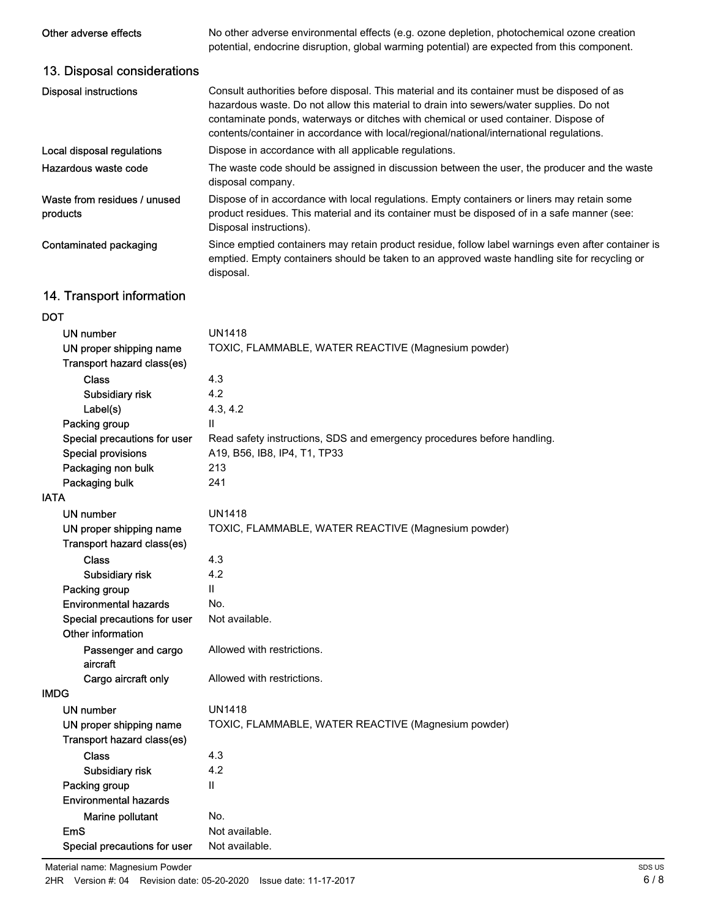| | |
|---|---|
| Other adverse effects | No other adverse environmental effects (e.g. ozone depletion, photochemical ozone creation potential, endocrine disruption, global warming potential) are expected from this component. |

## 13. Disposal considerations

| | |
|---|---|
| Disposal instructions | Consult authorities before disposal. This material and its container must be disposed of as hazardous waste. Do not allow this material to drain into sewers/water supplies. Do not contaminate ponds, waterways or ditches with chemical or used container. Dispose of contents/container in accordance with local/regional/national/international regulations. |
| Local disposal regulations | Dispose in accordance with all applicable regulations. |
| Hazardous waste code | The waste code should be assigned in discussion between the user, the producer and the waste disposal company. |
| Waste from residues / unused products | Dispose of in accordance with local regulations. Empty containers or liners may retain some product residues. This material and its container must be disposed of in a safe manner (see: Disposal instructions). |
| Contaminated packaging | Since emptied containers may retain product residue, follow label warnings even after container is emptied. Empty containers should be taken to an approved waste handling site for recycling or disposal. |

## 14. Transport information

**DOT**

| | |
|---|---|
| UN number | UN1418 |
| UN proper shipping name | TOXIC, FLAMMABLE, WATER REACTIVE (Magnesium powder) |
| Transport hazard class(es) | |
| Class | 4.3 |
| Subsidiary risk | 4.2 |
| Label(s) | 4.3, 4.2 |
| Packing group | II |
| Special precautions for user | Read safety instructions, SDS and emergency procedures before handling. |
| Special provisions | A19, B56, IB8, IP4, T1, TP33 |
| Packaging non bulk | 213 |
| Packaging bulk | 241 |

**IATA**

| | |
|---|---|
| UN number | UN1418 |
| UN proper shipping name | TOXIC, FLAMMABLE, WATER REACTIVE (Magnesium powder) |
| Transport hazard class(es) | |
| Class | 4.3 |
| Subsidiary risk | 4.2 |
| Packing group | II |
| Environmental hazards | No. |
| Special precautions for user | Not available. |
| Other information | |
| Passenger and cargo aircraft | Allowed with restrictions. |
| Cargo aircraft only | Allowed with restrictions. |

**IMDG**

| | |
|---|---|
| UN number | UN1418 |
| UN proper shipping name | TOXIC, FLAMMABLE, WATER REACTIVE (Magnesium powder) |
| Transport hazard class(es) | |
| Class | 4.3 |
| Subsidiary risk | 4.2 |
| Packing group | II |
| Environmental hazards | |
| Marine pollutant | No. |
| EmS | Not available. |
| Special precautions for user | Not available. |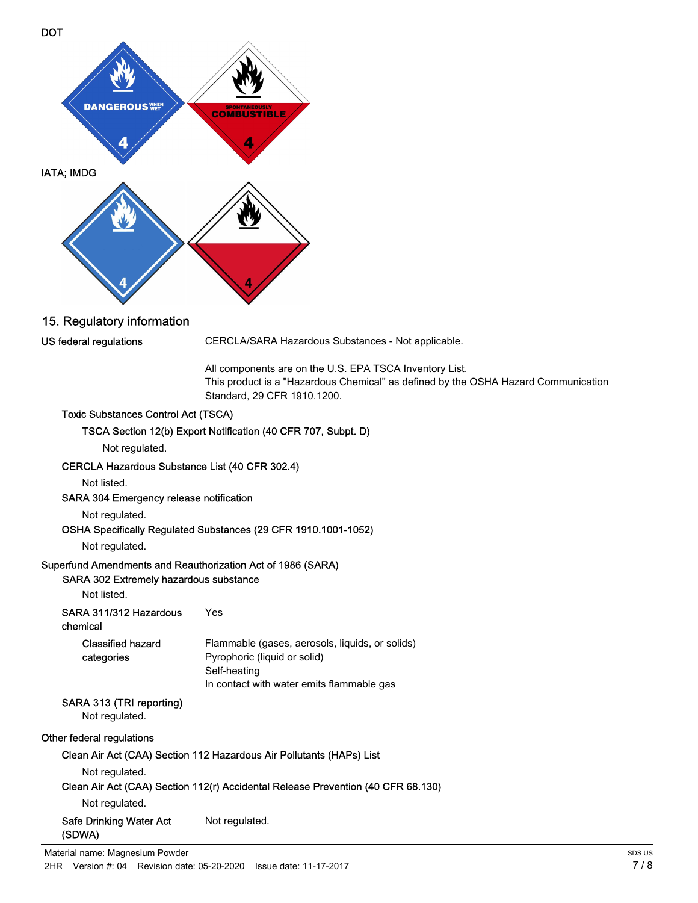DOT

IATA; IMDG

## 15. Regulatory information

**US federal regulations**

CERCLA/SARA Hazardous Substances - Not applicable.

All components are on the U.S. EPA TSCA Inventory List.
This product is a "Hazardous Chemical" as defined by the OSHA Hazard Communication Standard, 29 CFR 1910.1200.

**Toxic Substances Control Act (TSCA)**

**TSCA Section 12(b) Export Notification (40 CFR 707, Subpt. D)**

Not regulated.

**CERCLA Hazardous Substance List (40 CFR 302.4)**

Not listed.

**SARA 304 Emergency release notification**

Not regulated.

**OSHA Specifically Regulated Substances (29 CFR 1910.1001-1052)**

Not regulated.

**Superfund Amendments and Reauthorization Act of 1986 (SARA)**

**SARA 302 Extremely hazardous substance**

Not listed.

**SARA 311/312 Hazardous chemical**: Yes

**Classified hazard categories**:
Flammable (gases, aerosols, liquids, or solids)
Pyrophoric (liquid or solid)
Self-heating
In contact with water emits flammable gas

**SARA 313 (TRI reporting)**

Not regulated.

**Other federal regulations**

**Clean Air Act (CAA) Section 112 Hazardous Air Pollutants (HAPs) List**

Not regulated.

**Clean Air Act (CAA) Section 112(r) Accidental Release Prevention (40 CFR 68.130)**

Not regulated.

**Safe Drinking Water Act (SDWA)**: Not regulated.

Material name: Magnesium Powder
2HR Version #: 04 Revision date: 05-20-2020 Issue date: 11-17-2017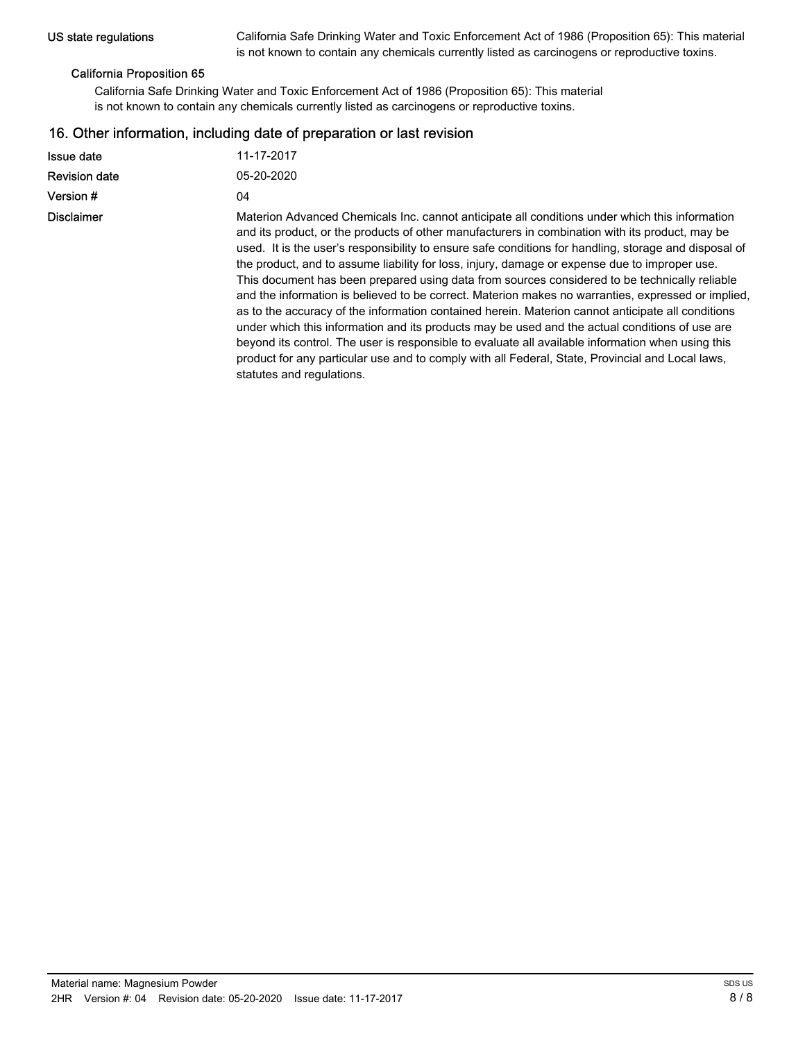**US state regulations** California Safe Drinking Water and Toxic Enforcement Act of 1986 (Proposition 65): This material is not known to contain any chemicals currently listed as carcinogens or reproductive toxins.

**California Proposition 65**

California Safe Drinking Water and Toxic Enforcement Act of 1986 (Proposition 65): This material is not known to contain any chemicals currently listed as carcinogens or reproductive toxins.

## 16. Other information, including date of preparation or last revision

**Issue date** 11-17-2017

**Revision date** 05-20-2020

**Version #** 04

**Disclaimer** Materion Advanced Chemicals Inc. cannot anticipate all conditions under which this information and its product, or the products of other manufacturers in combination with its product, may be used. It is the user's responsibility to ensure safe conditions for handling, storage and disposal of the product, and to assume liability for loss, injury, damage or expense due to improper use. This document has been prepared using data from sources considered to be technically reliable and the information is believed to be correct. Materion makes no warranties, expressed or implied, as to the accuracy of the information contained herein. Materion cannot anticipate all conditions under which this information and its products may be used and the actual conditions of use are beyond its control. The user is responsible to evaluate all available information when using this product for any particular use and to comply with all Federal, State, Provincial and Local laws, statutes and regulations.